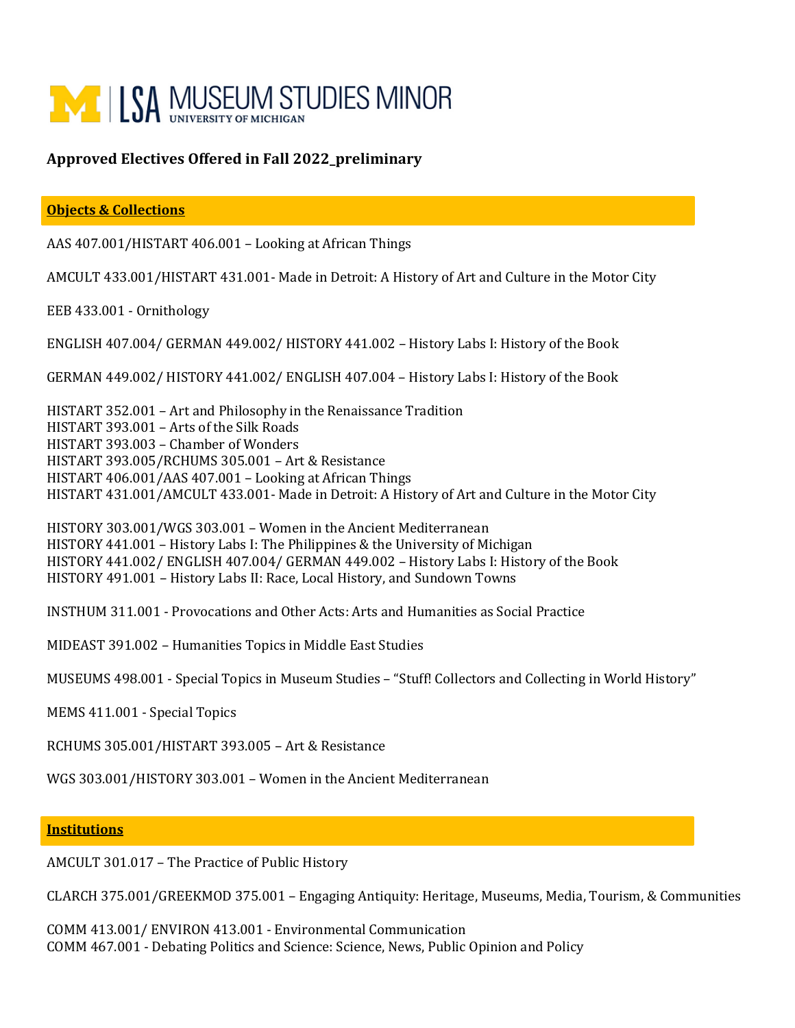# LSA MUSEUM STUDIES MINOR
UNIVERSITY OF MICHIGAN

**Approved Electives Offered in Fall 2022_preliminary**

## Objects & Collections

AAS 407.001/HISTART 406.001 – Looking at African Things

AMCULT 433.001/HISTART 431.001- Made in Detroit: A History of Art and Culture in the Motor City

EEB 433.001 - Ornithology

ENGLISH 407.004/ GERMAN 449.002/ HISTORY 441.002 – History Labs I: History of the Book

GERMAN 449.002/ HISTORY 441.002/ ENGLISH 407.004 – History Labs I: History of the Book

HISTART 352.001 – Art and Philosophy in the Renaissance Tradition
HISTART 393.001 – Arts of the Silk Roads
HISTART 393.003 – Chamber of Wonders
HISTART 393.005/RCHUMS 305.001 – Art & Resistance
HISTART 406.001/AAS 407.001 – Looking at African Things
HISTART 431.001/AMCULT 433.001- Made in Detroit: A History of Art and Culture in the Motor City

HISTORY 303.001/WGS 303.001 – Women in the Ancient Mediterranean
HISTORY 441.001 – History Labs I: The Philippines & the University of Michigan
HISTORY 441.002/ ENGLISH 407.004/ GERMAN 449.002 – History Labs I: History of the Book
HISTORY 491.001 – History Labs II: Race, Local History, and Sundown Towns

INSTHUM 311.001 - Provocations and Other Acts: Arts and Humanities as Social Practice

MIDEAST 391.002 – Humanities Topics in Middle East Studies

MUSEUMS 498.001 - Special Topics in Museum Studies – "Stuff! Collectors and Collecting in World History"

MEMS 411.001 - Special Topics

RCHUMS 305.001/HISTART 393.005 – Art & Resistance

WGS 303.001/HISTORY 303.001 – Women in the Ancient Mediterranean

## Institutions

AMCULT 301.017 – The Practice of Public History

CLARCH 375.001/GREEKMOD 375.001 – Engaging Antiquity: Heritage, Museums, Media, Tourism, & Communities

COMM 413.001/ ENVIRON 413.001 - Environmental Communication
COMM 467.001 - Debating Politics and Science: Science, News, Public Opinion and Policy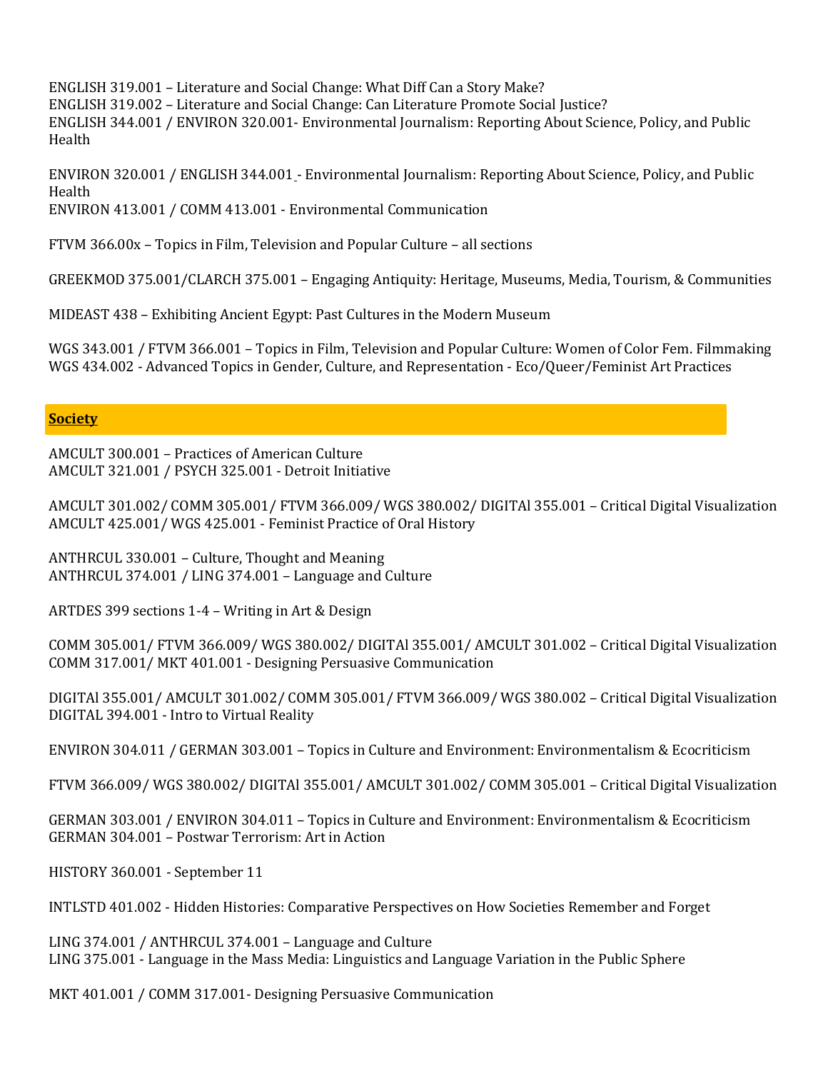ENGLISH 319.001 – Literature and Social Change: What Diff Can a Story Make?
ENGLISH 319.002 – Literature and Social Change: Can Literature Promote Social Justice?
ENGLISH 344.001 / ENVIRON 320.001- Environmental Journalism: Reporting About Science, Policy, and Public Health

ENVIRON 320.001 / ENGLISH 344.001 - Environmental Journalism: Reporting About Science, Policy, and Public Health
ENVIRON 413.001 / COMM 413.001 - Environmental Communication

FTVM 366.00x – Topics in Film, Television and Popular Culture – all sections

GREEKMOD 375.001/CLARCH 375.001 – Engaging Antiquity: Heritage, Museums, Media, Tourism, & Communities

MIDEAST 438 – Exhibiting Ancient Egypt: Past Cultures in the Modern Museum

WGS 343.001 / FTVM 366.001 – Topics in Film, Television and Popular Culture: Women of Color Fem. Filmmaking
WGS 434.002 - Advanced Topics in Gender, Culture, and Representation - Eco/Queer/Feminist Art Practices

## Society

AMCULT 300.001 – Practices of American Culture
AMCULT 321.001 / PSYCH 325.001 - Detroit Initiative

AMCULT 301.002/ COMM 305.001/ FTVM 366.009/ WGS 380.002/ DIGITAl 355.001 – Critical Digital Visualization
AMCULT 425.001/ WGS 425.001 - Feminist Practice of Oral History

ANTHRCUL 330.001 – Culture, Thought and Meaning
ANTHRCUL 374.001 / LING 374.001 – Language and Culture

ARTDES 399 sections 1-4 – Writing in Art & Design

COMM 305.001/ FTVM 366.009/ WGS 380.002/ DIGITAl 355.001/ AMCULT 301.002 – Critical Digital Visualization
COMM 317.001/ MKT 401.001 - Designing Persuasive Communication

DIGITAl 355.001/ AMCULT 301.002/ COMM 305.001/ FTVM 366.009/ WGS 380.002 – Critical Digital Visualization
DIGITAL 394.001 - Intro to Virtual Reality

ENVIRON 304.011 / GERMAN 303.001 – Topics in Culture and Environment: Environmentalism & Ecocriticism

FTVM 366.009/ WGS 380.002/ DIGITAl 355.001/ AMCULT 301.002/ COMM 305.001 – Critical Digital Visualization

GERMAN 303.001 / ENVIRON 304.011 – Topics in Culture and Environment: Environmentalism & Ecocriticism
GERMAN 304.001 – Postwar Terrorism: Art in Action

HISTORY 360.001 - September 11

INTLSTD 401.002 - Hidden Histories: Comparative Perspectives on How Societies Remember and Forget

LING 374.001 / ANTHRCUL 374.001 – Language and Culture
LING 375.001 - Language in the Mass Media: Linguistics and Language Variation in the Public Sphere

MKT 401.001 / COMM 317.001- Designing Persuasive Communication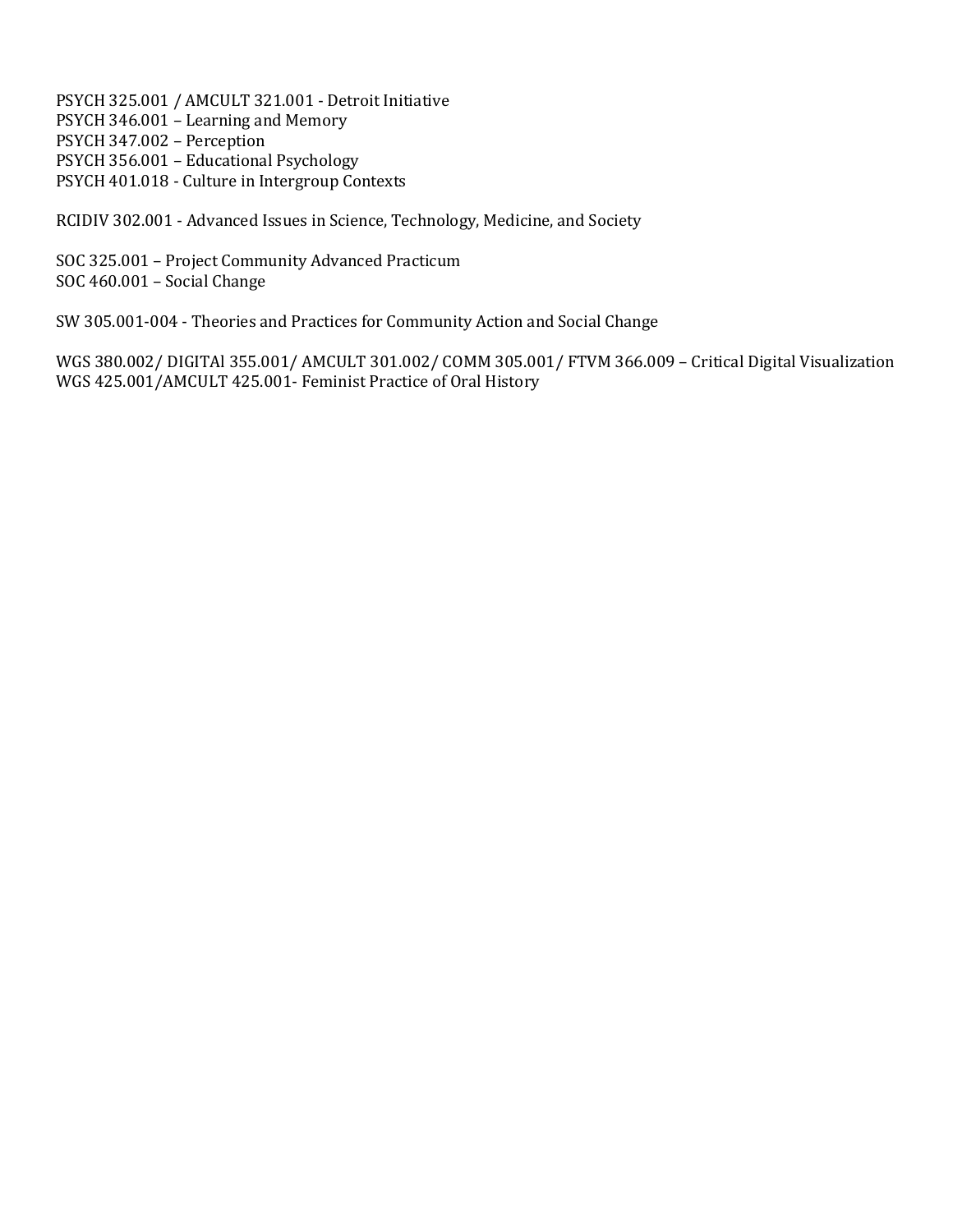PSYCH 325.001 / AMCULT 321.001 - Detroit Initiative
PSYCH 346.001 – Learning and Memory
PSYCH 347.002 – Perception
PSYCH 356.001 – Educational Psychology
PSYCH 401.018 - Culture in Intergroup Contexts

RCIDIV 302.001 - Advanced Issues in Science, Technology, Medicine, and Society

SOC 325.001 – Project Community Advanced Practicum
SOC 460.001 – Social Change

SW 305.001-004 - Theories and Practices for Community Action and Social Change

WGS 380.002/ DIGITAl 355.001/ AMCULT 301.002/ COMM 305.001/ FTVM 366.009 – Critical Digital Visualization
WGS 425.001/AMCULT 425.001- Feminist Practice of Oral History